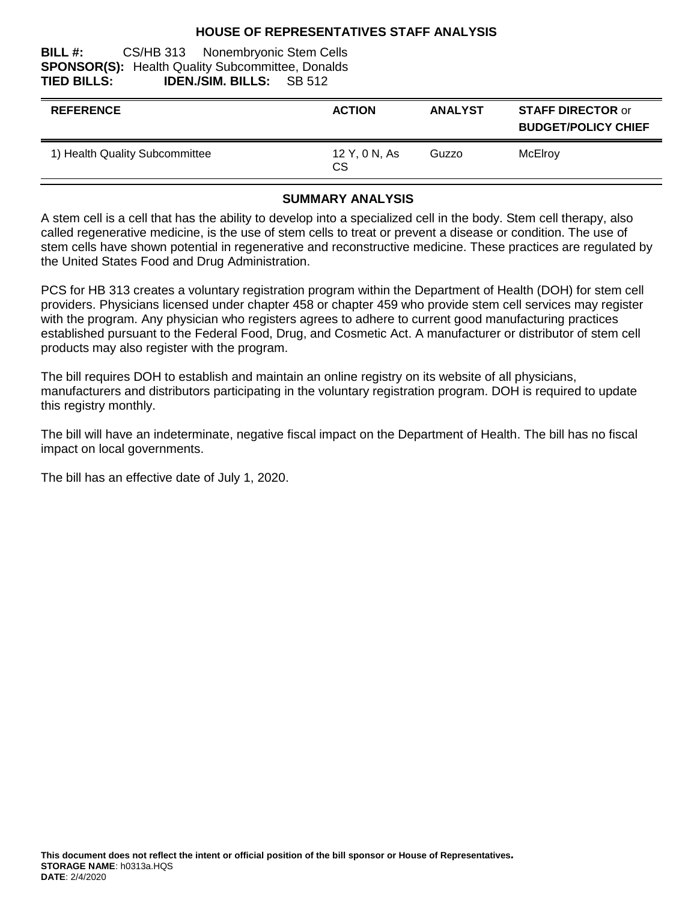# HOUSE OF REPRESENTATIVES STAFF ANALYSIS

**BILL #:** CS/HB 313 Nonembryonic Stem Cells
**SPONSOR(S):** Health Quality Subcommittee, Donalds
**TIED BILLS:** **IDEN./SIM. BILLS:** SB 512

| REFERENCE | ACTION | ANALYST | STAFF DIRECTOR or BUDGET/POLICY CHIEF |
|---|---|---|---|
| 1) Health Quality Subcommittee | 12 Y, 0 N, As CS | Guzzo | McElroy |

## SUMMARY ANALYSIS

A stem cell is a cell that has the ability to develop into a specialized cell in the body. Stem cell therapy, also called regenerative medicine, is the use of stem cells to treat or prevent a disease or condition. The use of stem cells have shown potential in regenerative and reconstructive medicine. These practices are regulated by the United States Food and Drug Administration.

PCS for HB 313 creates a voluntary registration program within the Department of Health (DOH) for stem cell providers. Physicians licensed under chapter 458 or chapter 459 who provide stem cell services may register with the program. Any physician who registers agrees to adhere to current good manufacturing practices established pursuant to the Federal Food, Drug, and Cosmetic Act. A manufacturer or distributor of stem cell products may also register with the program.

The bill requires DOH to establish and maintain an online registry on its website of all physicians, manufacturers and distributors participating in the voluntary registration program. DOH is required to update this registry monthly.

The bill will have an indeterminate, negative fiscal impact on the Department of Health. The bill has no fiscal impact on local governments.

The bill has an effective date of July 1, 2020.

**This document does not reflect the intent or official position of the bill sponsor or House of Representatives.**
**STORAGE NAME**: h0313a.HQS
**DATE**: 2/4/2020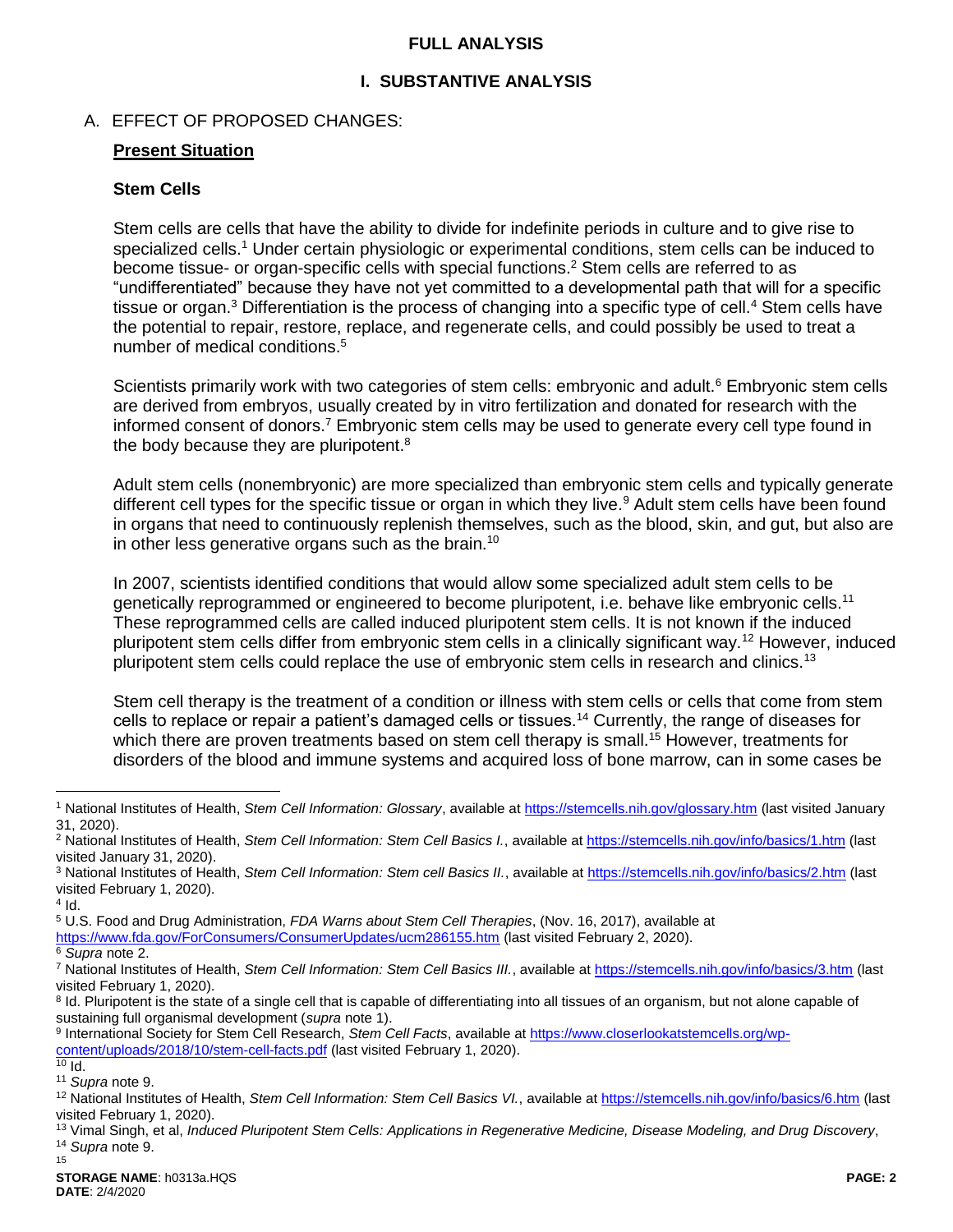# FULL ANALYSIS

## I. SUBSTANTIVE ANALYSIS

A. EFFECT OF PROPOSED CHANGES:

**Present Situation**

### Stem Cells

Stem cells are cells that have the ability to divide for indefinite periods in culture and to give rise to specialized cells.[1] Under certain physiologic or experimental conditions, stem cells can be induced to become tissue- or organ-specific cells with special functions.[2] Stem cells are referred to as "undifferentiated" because they have not yet committed to a developmental path that will for a specific tissue or organ.[3] Differentiation is the process of changing into a specific type of cell.[4] Stem cells have the potential to repair, restore, replace, and regenerate cells, and could possibly be used to treat a number of medical conditions.[5]

Scientists primarily work with two categories of stem cells: embryonic and adult.[6] Embryonic stem cells are derived from embryos, usually created by in vitro fertilization and donated for research with the informed consent of donors.[7] Embryonic stem cells may be used to generate every cell type found in the body because they are pluripotent.[8]

Adult stem cells (nonembryonic) are more specialized than embryonic stem cells and typically generate different cell types for the specific tissue or organ in which they live.[9] Adult stem cells have been found in organs that need to continuously replenish themselves, such as the blood, skin, and gut, but also are in other less generative organs such as the brain.[10]

In 2007, scientists identified conditions that would allow some specialized adult stem cells to be genetically reprogrammed or engineered to become pluripotent, i.e. behave like embryonic cells.[11] These reprogrammed cells are called induced pluripotent stem cells. It is not known if the induced pluripotent stem cells differ from embryonic stem cells in a clinically significant way.[12] However, induced pluripotent stem cells could replace the use of embryonic stem cells in research and clinics.[13]

Stem cell therapy is the treatment of a condition or illness with stem cells or cells that come from stem cells to replace or repair a patient's damaged cells or tissues.[14] Currently, the range of diseases for which there are proven treatments based on stem cell therapy is small.[15] However, treatments for disorders of the blood and immune systems and acquired loss of bone marrow, can in some cases be

---

[1] National Institutes of Health, *Stem Cell Information: Glossary*, available at https://stemcells.nih.gov/glossary.htm (last visited January 31, 2020).

[2] National Institutes of Health, *Stem Cell Information: Stem Cell Basics I.*, available at https://stemcells.nih.gov/info/basics/1.htm (last visited January 31, 2020).

[3] National Institutes of Health, *Stem Cell Information: Stem cell Basics II.*, available at https://stemcells.nih.gov/info/basics/2.htm (last visited February 1, 2020).

[4] Id.

[5] U.S. Food and Drug Administration, *FDA Warns about Stem Cell Therapies*, (Nov. 16, 2017), available at https://www.fda.gov/ForConsumers/ConsumerUpdates/ucm286155.htm (last visited February 2, 2020).

[6] *Supra* note 2.

[7] National Institutes of Health, *Stem Cell Information: Stem Cell Basics III.*, available at https://stemcells.nih.gov/info/basics/3.htm (last visited February 1, 2020).

[8] Id. Pluripotent is the state of a single cell that is capable of differentiating into all tissues of an organism, but not alone capable of sustaining full organismal development (*supra* note 1).

[9] International Society for Stem Cell Research, *Stem Cell Facts*, available at https://www.closerlookatstemcells.org/wp-content/uploads/2018/10/stem-cell-facts.pdf (last visited February 1, 2020).

[10] Id.

[11] *Supra* note 9.

[12] National Institutes of Health, *Stem Cell Information: Stem Cell Basics VI.*, available at https://stemcells.nih.gov/info/basics/6.htm (last visited February 1, 2020).

[13] Vimal Singh, et al, *Induced Pluripotent Stem Cells: Applications in Regenerative Medicine, Disease Modeling, and Drug Discovery*,

[14] *Supra* note 9.

[15]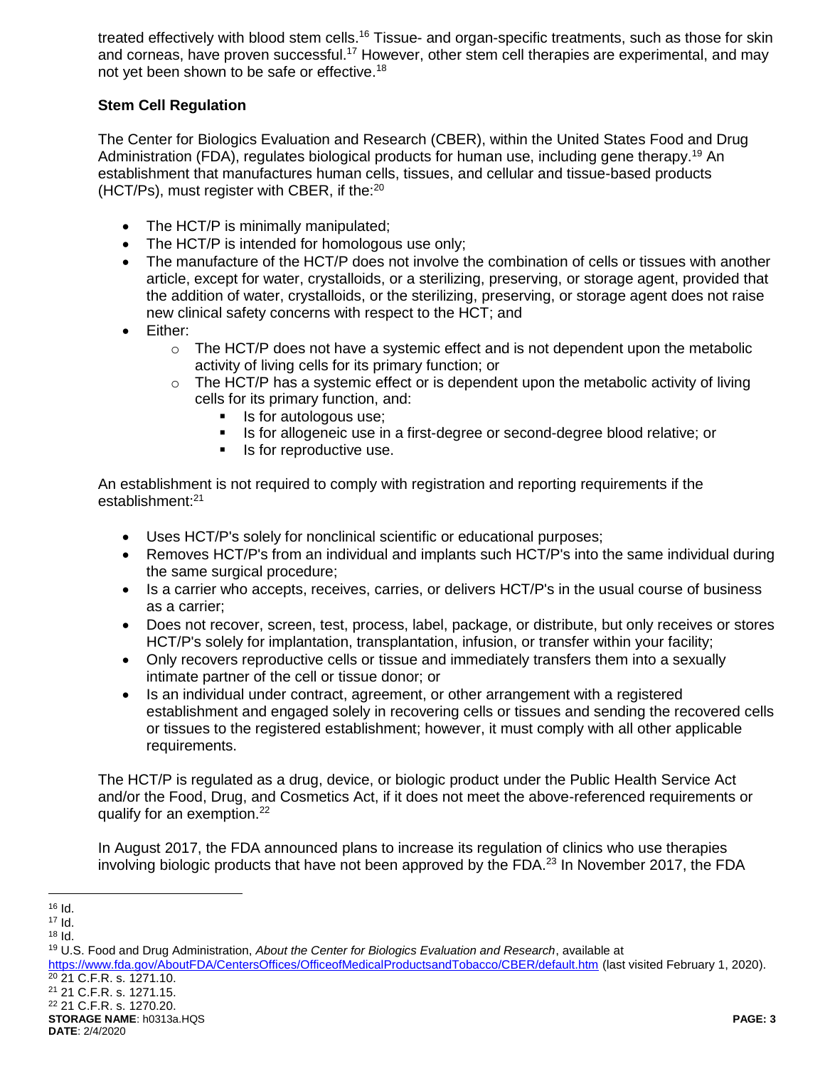treated effectively with blood stem cells.[16] Tissue- and organ-specific treatments, such as those for skin and corneas, have proven successful.[17] However, other stem cell therapies are experimental, and may not yet been shown to be safe or effective.[18]

**Stem Cell Regulation**

The Center for Biologics Evaluation and Research (CBER), within the United States Food and Drug Administration (FDA), regulates biological products for human use, including gene therapy.[19] An establishment that manufactures human cells, tissues, and cellular and tissue-based products (HCT/Ps), must register with CBER, if the:[20]

- The HCT/P is minimally manipulated;
- The HCT/P is intended for homologous use only;
- The manufacture of the HCT/P does not involve the combination of cells or tissues with another article, except for water, crystalloids, or a sterilizing, preserving, or storage agent, provided that the addition of water, crystalloids, or the sterilizing, preserving, or storage agent does not raise new clinical safety concerns with respect to the HCT; and
- Either:
  - The HCT/P does not have a systemic effect and is not dependent upon the metabolic activity of living cells for its primary function; or
  - The HCT/P has a systemic effect or is dependent upon the metabolic activity of living cells for its primary function, and:
    - Is for autologous use;
    - Is for allogeneic use in a first-degree or second-degree blood relative; or
    - Is for reproductive use.

An establishment is not required to comply with registration and reporting requirements if the establishment:[21]

- Uses HCT/P's solely for nonclinical scientific or educational purposes;
- Removes HCT/P's from an individual and implants such HCT/P's into the same individual during the same surgical procedure;
- Is a carrier who accepts, receives, carries, or delivers HCT/P's in the usual course of business as a carrier;
- Does not recover, screen, test, process, label, package, or distribute, but only receives or stores HCT/P's solely for implantation, transplantation, infusion, or transfer within your facility;
- Only recovers reproductive cells or tissue and immediately transfers them into a sexually intimate partner of the cell or tissue donor; or
- Is an individual under contract, agreement, or other arrangement with a registered establishment and engaged solely in recovering cells or tissues and sending the recovered cells or tissues to the registered establishment; however, it must comply with all other applicable requirements.

The HCT/P is regulated as a drug, device, or biologic product under the Public Health Service Act and/or the Food, Drug, and Cosmetics Act, if it does not meet the above-referenced requirements or qualify for an exemption.[22]

In August 2017, the FDA announced plans to increase its regulation of clinics who use therapies involving biologic products that have not been approved by the FDA.[23] In November 2017, the FDA

---

[16] Id.

[17] Id.

[18] Id.

[19] U.S. Food and Drug Administration, *About the Center for Biologics Evaluation and Research*, available at https://www.fda.gov/AboutFDA/CentersOffices/OfficeofMedicalProductsandTobacco/CBER/default.htm (last visited February 1, 2020).

[20] 21 C.F.R. s. 1271.10.

[21] 21 C.F.R. s. 1271.15.

[22] 21 C.F.R. s. 1270.20.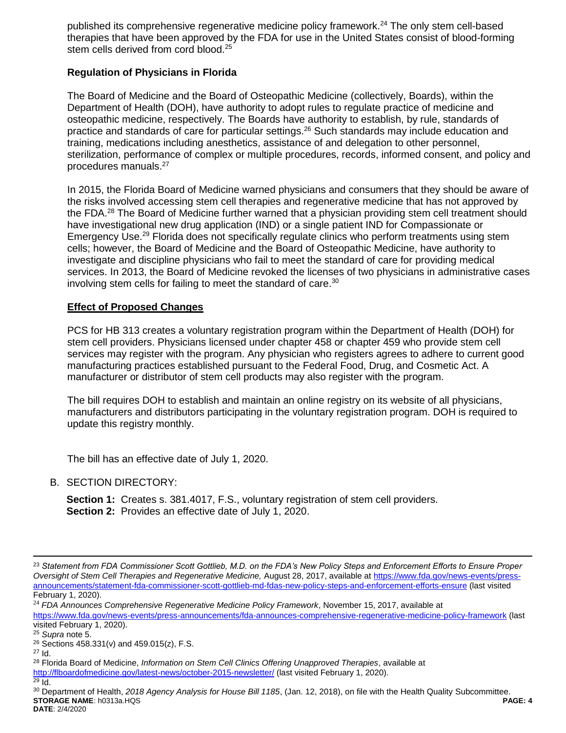published its comprehensive regenerative medicine policy framework.[24] The only stem cell-based therapies that have been approved by the FDA for use in the United States consist of blood-forming stem cells derived from cord blood.[25]

**Regulation of Physicians in Florida**

The Board of Medicine and the Board of Osteopathic Medicine (collectively, Boards), within the Department of Health (DOH), have authority to adopt rules to regulate practice of medicine and osteopathic medicine, respectively. The Boards have authority to establish, by rule, standards of practice and standards of care for particular settings.[26] Such standards may include education and training, medications including anesthetics, assistance of and delegation to other personnel, sterilization, performance of complex or multiple procedures, records, informed consent, and policy and procedures manuals.[27]

In 2015, the Florida Board of Medicine warned physicians and consumers that they should be aware of the risks involved accessing stem cell therapies and regenerative medicine that has not approved by the FDA.[28] The Board of Medicine further warned that a physician providing stem cell treatment should have investigational new drug application (IND) or a single patient IND for Compassionate or Emergency Use.[29] Florida does not specifically regulate clinics who perform treatments using stem cells; however, the Board of Medicine and the Board of Osteopathic Medicine, have authority to investigate and discipline physicians who fail to meet the standard of care for providing medical services. In 2013, the Board of Medicine revoked the licenses of two physicians in administrative cases involving stem cells for failing to meet the standard of care.[30]

**Effect of Proposed Changes**

PCS for HB 313 creates a voluntary registration program within the Department of Health (DOH) for stem cell providers. Physicians licensed under chapter 458 or chapter 459 who provide stem cell services may register with the program. Any physician who registers agrees to adhere to current good manufacturing practices established pursuant to the Federal Food, Drug, and Cosmetic Act. A manufacturer or distributor of stem cell products may also register with the program.

The bill requires DOH to establish and maintain an online registry on its website of all physicians, manufacturers and distributors participating in the voluntary registration program. DOH is required to update this registry monthly.

The bill has an effective date of July 1, 2020.

B. SECTION DIRECTORY:

**Section 1:** Creates s. 381.4017, F.S., voluntary registration of stem cell providers.
**Section 2:** Provides an effective date of July 1, 2020.

---

[23] *Statement from FDA Commissioner Scott Gottlieb, M.D. on the FDA's New Policy Steps and Enforcement Efforts to Ensure Proper Oversight of Stem Cell Therapies and Regenerative Medicine,* August 28, 2017, available at https://www.fda.gov/news-events/press-announcements/statement-fda-commissioner-scott-gottlieb-md-fdas-new-policy-steps-and-enforcement-efforts-ensure (last visited February 1, 2020).

[24] *FDA Announces Comprehensive Regenerative Medicine Policy Framework*, November 15, 2017, available at https://www.fda.gov/news-events/press-announcements/fda-announces-comprehensive-regenerative-medicine-policy-framework (last visited February 1, 2020).

[25] *Supra* note 5.

[26] Sections 458.331(v) and 459.015(z), F.S.

[27] Id.

[28] Florida Board of Medicine, *Information on Stem Cell Clinics Offering Unapproved Therapies*, available at http://flboardofmedicine.gov/latest-news/october-2015-newsletter/ (last visited February 1, 2020).

[29] Id.

[30] Department of Health, *2018 Agency Analysis for House Bill 1185*, (Jan. 12, 2018), on file with the Health Quality Subcommittee.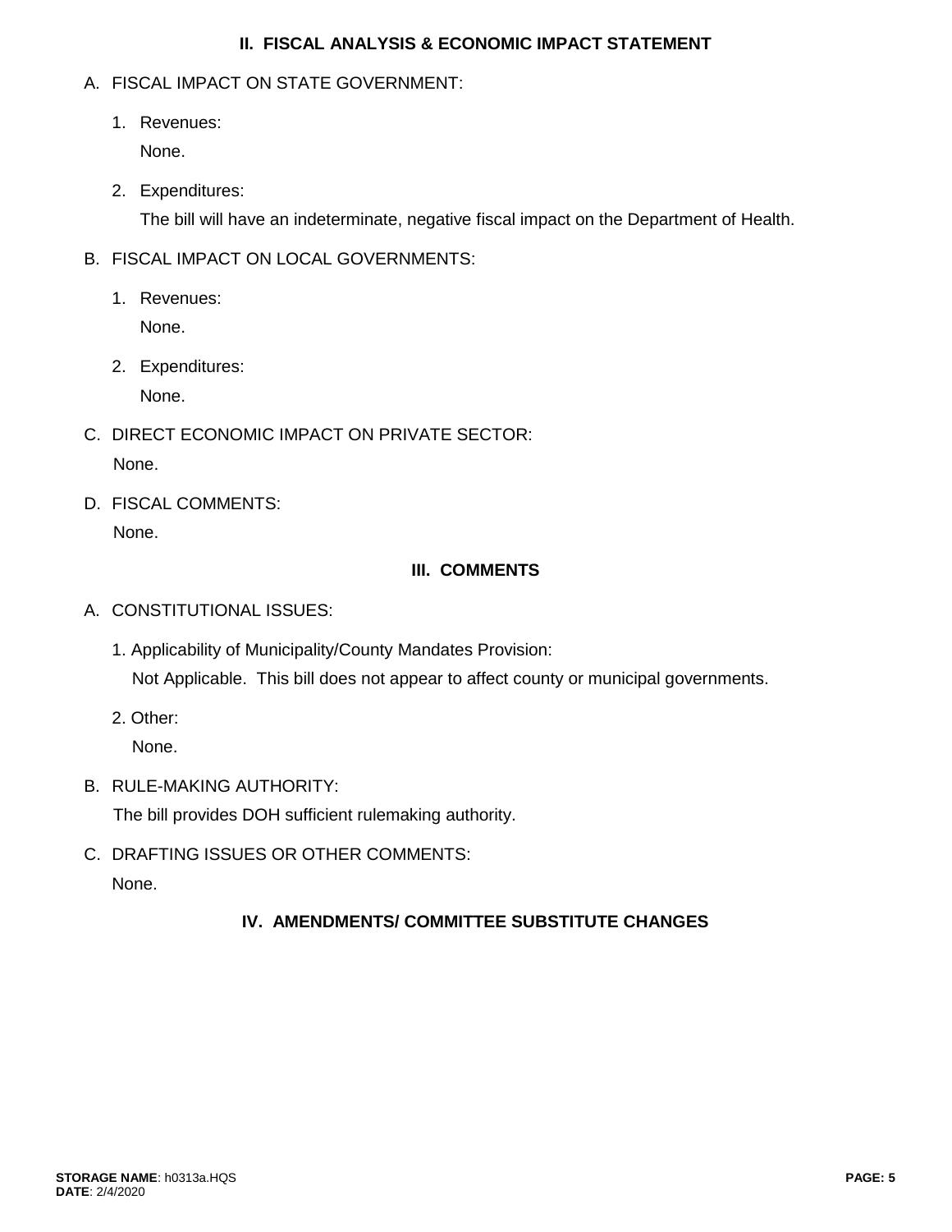## II. FISCAL ANALYSIS & ECONOMIC IMPACT STATEMENT

A. FISCAL IMPACT ON STATE GOVERNMENT:

1. Revenues:

   None.

2. Expenditures:

   The bill will have an indeterminate, negative fiscal impact on the Department of Health.

B. FISCAL IMPACT ON LOCAL GOVERNMENTS:

1. Revenues:

   None.

2. Expenditures:

   None.

C. DIRECT ECONOMIC IMPACT ON PRIVATE SECTOR:

   None.

D. FISCAL COMMENTS:

   None.

## III. COMMENTS

A. CONSTITUTIONAL ISSUES:

1. Applicability of Municipality/County Mandates Provision:

   Not Applicable. This bill does not appear to affect county or municipal governments.

2. Other:

   None.

B. RULE-MAKING AUTHORITY:

   The bill provides DOH sufficient rulemaking authority.

C. DRAFTING ISSUES OR OTHER COMMENTS:

   None.

## IV. AMENDMENTS/ COMMITTEE SUBSTITUTE CHANGES